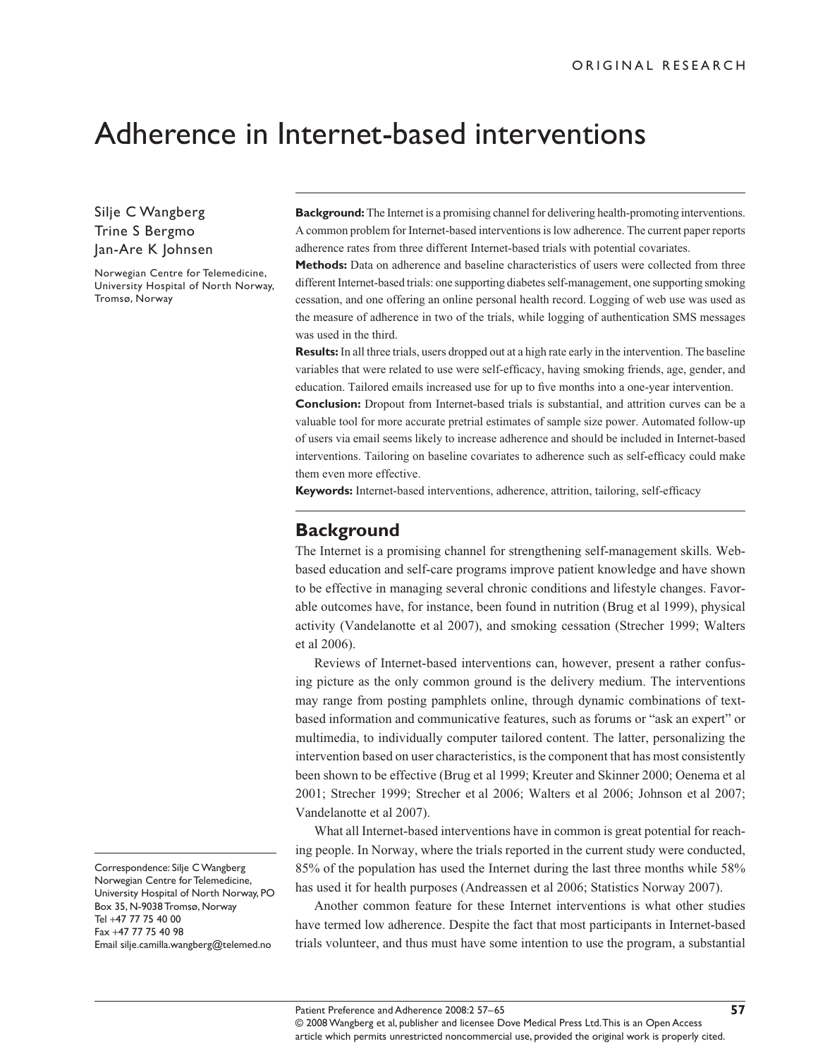ORIGINAL RESEARCH

# Adherence in Internet-based interventions

Silje C Wangberg
Trine S Bergmo
Jan-Are K Johnsen

Norwegian Centre for Telemedicine, University Hospital of North Norway, Tromsø, Norway

**Background:** The Internet is a promising channel for delivering health-promoting interventions. A common problem for Internet-based interventions is low adherence. The current paper reports adherence rates from three different Internet-based trials with potential covariates.

**Methods:** Data on adherence and baseline characteristics of users were collected from three different Internet-based trials: one supporting diabetes self-management, one supporting smoking cessation, and one offering an online personal health record. Logging of web use was used as the measure of adherence in two of the trials, while logging of authentication SMS messages was used in the third.

**Results:** In all three trials, users dropped out at a high rate early in the intervention. The baseline variables that were related to use were self-efficacy, having smoking friends, age, gender, and education. Tailored emails increased use for up to five months into a one-year intervention.

**Conclusion:** Dropout from Internet-based trials is substantial, and attrition curves can be a valuable tool for more accurate pretrial estimates of sample size power. Automated follow-up of users via email seems likely to increase adherence and should be included in Internet-based interventions. Tailoring on baseline covariates to adherence such as self-efficacy could make them even more effective.

**Keywords:** Internet-based interventions, adherence, attrition, tailoring, self-efficacy

## Background

The Internet is a promising channel for strengthening self-management skills. Web-based education and self-care programs improve patient knowledge and have shown to be effective in managing several chronic conditions and lifestyle changes. Favorable outcomes have, for instance, been found in nutrition (Brug et al 1999), physical activity (Vandelanotte et al 2007), and smoking cessation (Strecher 1999; Walters et al 2006).

Reviews of Internet-based interventions can, however, present a rather confusing picture as the only common ground is the delivery medium. The interventions may range from posting pamphlets online, through dynamic combinations of text-based information and communicative features, such as forums or "ask an expert" or multimedia, to individually computer tailored content. The latter, personalizing the intervention based on user characteristics, is the component that has most consistently been shown to be effective (Brug et al 1999; Kreuter and Skinner 2000; Oenema et al 2001; Strecher 1999; Strecher et al 2006; Walters et al 2006; Johnson et al 2007; Vandelanotte et al 2007).

What all Internet-based interventions have in common is great potential for reaching people. In Norway, where the trials reported in the current study were conducted, 85% of the population has used the Internet during the last three months while 58% has used it for health purposes (Andreassen et al 2006; Statistics Norway 2007).

Another common feature for these Internet interventions is what other studies have termed low adherence. Despite the fact that most participants in Internet-based trials volunteer, and thus must have some intention to use the program, a substantial

Correspondence: Silje C Wangberg
Norwegian Centre for Telemedicine, University Hospital of North Norway, PO Box 35, N-9038 Tromsø, Norway
Tel +47 77 75 40 00
Fax +47 77 75 40 98
Email silje.camilla.wangberg@telemed.no

© 2008 Wangberg et al, publisher and licensee Dove Medical Press Ltd. This is an Open Access article which permits unrestricted noncommercial use, provided the original work is properly cited.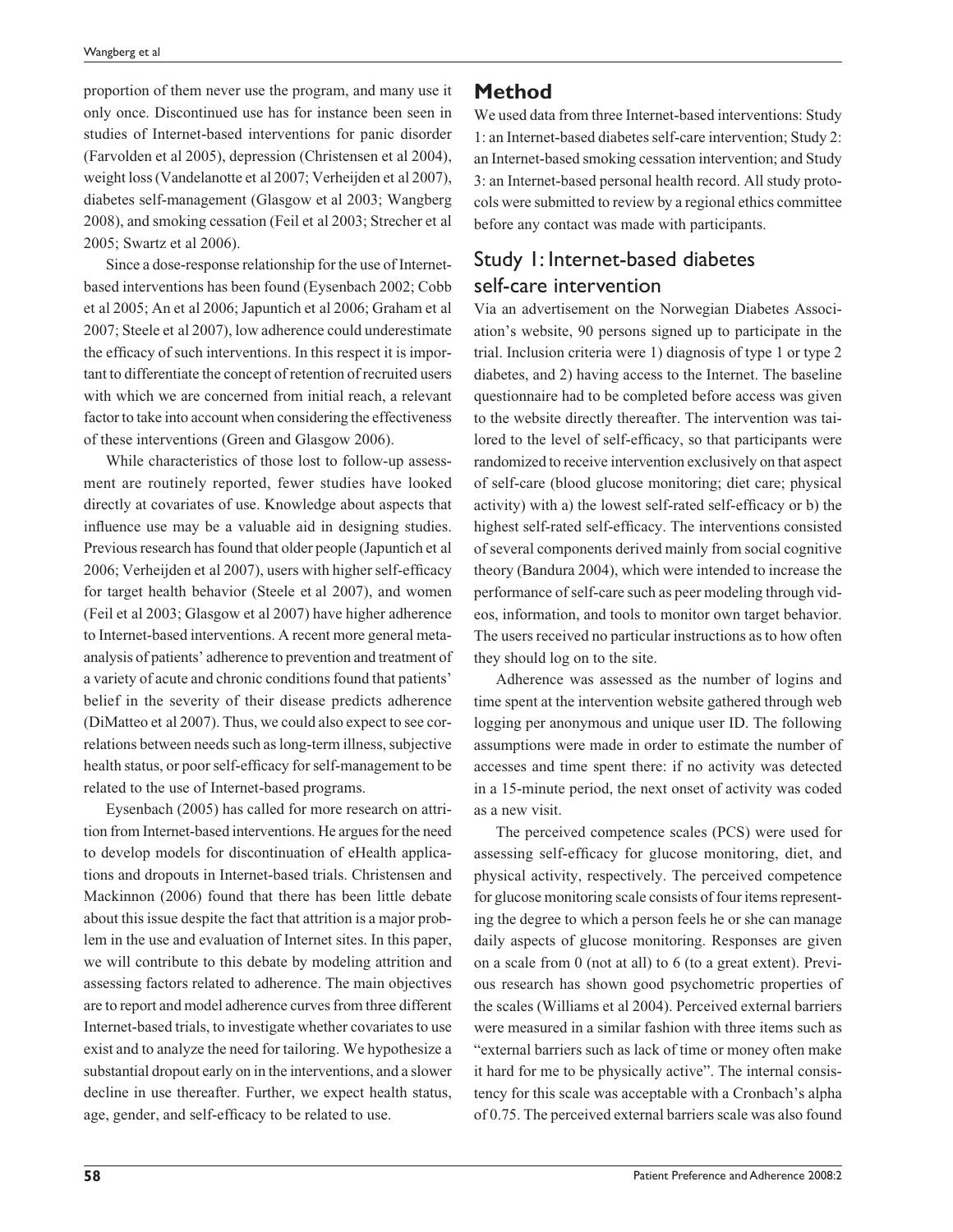proportion of them never use the program, and many use it only once. Discontinued use has for instance been seen in studies of Internet-based interventions for panic disorder (Farvolden et al 2005), depression (Christensen et al 2004), weight loss (Vandelanotte et al 2007; Verheijden et al 2007), diabetes self-management (Glasgow et al 2003; Wangberg 2008), and smoking cessation (Feil et al 2003; Strecher et al 2005; Swartz et al 2006).

Since a dose-response relationship for the use of Internet-based interventions has been found (Eysenbach 2002; Cobb et al 2005; An et al 2006; Japuntich et al 2006; Graham et al 2007; Steele et al 2007), low adherence could underestimate the efficacy of such interventions. In this respect it is important to differentiate the concept of retention of recruited users with which we are concerned from initial reach, a relevant factor to take into account when considering the effectiveness of these interventions (Green and Glasgow 2006).

While characteristics of those lost to follow-up assessment are routinely reported, fewer studies have looked directly at covariates of use. Knowledge about aspects that influence use may be a valuable aid in designing studies. Previous research has found that older people (Japuntich et al 2006; Verheijden et al 2007), users with higher self-efficacy for target health behavior (Steele et al 2007), and women (Feil et al 2003; Glasgow et al 2007) have higher adherence to Internet-based interventions. A recent more general meta-analysis of patients' adherence to prevention and treatment of a variety of acute and chronic conditions found that patients' belief in the severity of their disease predicts adherence (DiMatteo et al 2007). Thus, we could also expect to see correlations between needs such as long-term illness, subjective health status, or poor self-efficacy for self-management to be related to the use of Internet-based programs.

Eysenbach (2005) has called for more research on attrition from Internet-based interventions. He argues for the need to develop models for discontinuation of eHealth applications and dropouts in Internet-based trials. Christensen and Mackinnon (2006) found that there has been little debate about this issue despite the fact that attrition is a major problem in the use and evaluation of Internet sites. In this paper, we will contribute to this debate by modeling attrition and assessing factors related to adherence. The main objectives are to report and model adherence curves from three different Internet-based trials, to investigate whether covariates to use exist and to analyze the need for tailoring. We hypothesize a substantial dropout early on in the interventions, and a slower decline in use thereafter. Further, we expect health status, age, gender, and self-efficacy to be related to use.

## Method

We used data from three Internet-based interventions: Study 1: an Internet-based diabetes self-care intervention; Study 2: an Internet-based smoking cessation intervention; and Study 3: an Internet-based personal health record. All study protocols were submitted to review by a regional ethics committee before any contact was made with participants.

### Study 1: Internet-based diabetes self-care intervention

Via an advertisement on the Norwegian Diabetes Association's website, 90 persons signed up to participate in the trial. Inclusion criteria were 1) diagnosis of type 1 or type 2 diabetes, and 2) having access to the Internet. The baseline questionnaire had to be completed before access was given to the website directly thereafter. The intervention was tailored to the level of self-efficacy, so that participants were randomized to receive intervention exclusively on that aspect of self-care (blood glucose monitoring; diet care; physical activity) with a) the lowest self-rated self-efficacy or b) the highest self-rated self-efficacy. The interventions consisted of several components derived mainly from social cognitive theory (Bandura 2004), which were intended to increase the performance of self-care such as peer modeling through videos, information, and tools to monitor own target behavior. The users received no particular instructions as to how often they should log on to the site.

Adherence was assessed as the number of logins and time spent at the intervention website gathered through web logging per anonymous and unique user ID. The following assumptions were made in order to estimate the number of accesses and time spent there: if no activity was detected in a 15-minute period, the next onset of activity was coded as a new visit.

The perceived competence scales (PCS) were used for assessing self-efficacy for glucose monitoring, diet, and physical activity, respectively. The perceived competence for glucose monitoring scale consists of four items representing the degree to which a person feels he or she can manage daily aspects of glucose monitoring. Responses are given on a scale from 0 (not at all) to 6 (to a great extent). Previous research has shown good psychometric properties of the scales (Williams et al 2004). Perceived external barriers were measured in a similar fashion with three items such as "external barriers such as lack of time or money often make it hard for me to be physically active". The internal consistency for this scale was acceptable with a Cronbach's alpha of 0.75. The perceived external barriers scale was also found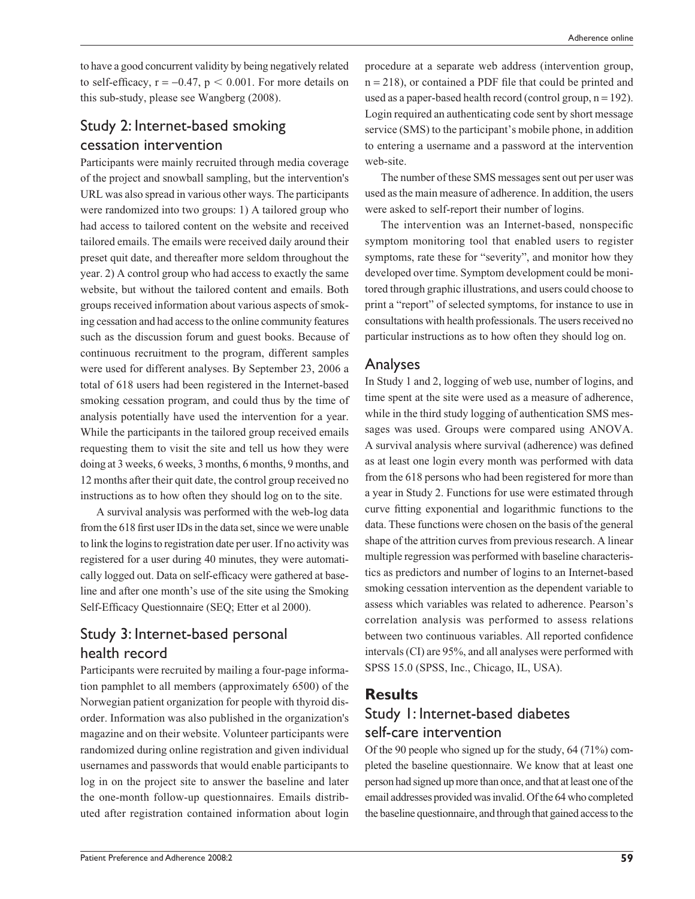to have a good concurrent validity by being negatively related to self-efficacy, $r = -0.47$, $p < 0.001$. For more details on this sub-study, please see Wangberg (2008).

## Study 2: Internet-based smoking cessation intervention

Participants were mainly recruited through media coverage of the project and snowball sampling, but the intervention's URL was also spread in various other ways. The participants were randomized into two groups: 1) A tailored group who had access to tailored content on the website and received tailored emails. The emails were received daily around their preset quit date, and thereafter more seldom throughout the year. 2) A control group who had access to exactly the same website, but without the tailored content and emails. Both groups received information about various aspects of smoking cessation and had access to the online community features such as the discussion forum and guest books. Because of continuous recruitment to the program, different samples were used for different analyses. By September 23, 2006 a total of 618 users had been registered in the Internet-based smoking cessation program, and could thus by the time of analysis potentially have used the intervention for a year. While the participants in the tailored group received emails requesting them to visit the site and tell us how they were doing at 3 weeks, 6 weeks, 3 months, 6 months, 9 months, and 12 months after their quit date, the control group received no instructions as to how often they should log on to the site.

A survival analysis was performed with the web-log data from the 618 first user IDs in the data set, since we were unable to link the logins to registration date per user. If no activity was registered for a user during 40 minutes, they were automatically logged out. Data on self-efficacy were gathered at baseline and after one month's use of the site using the Smoking Self-Efficacy Questionnaire (SEQ; Etter et al 2000).

## Study 3: Internet-based personal health record

Participants were recruited by mailing a four-page information pamphlet to all members (approximately 6500) of the Norwegian patient organization for people with thyroid disorder. Information was also published in the organization's magazine and on their website. Volunteer participants were randomized during online registration and given individual usernames and passwords that would enable participants to log in on the project site to answer the baseline and later the one-month follow-up questionnaires. Emails distributed after registration contained information about login procedure at a separate web address (intervention group, $n = 218$), or contained a PDF file that could be printed and used as a paper-based health record (control group, $n = 192$). Login required an authenticating code sent by short message service (SMS) to the participant's mobile phone, in addition to entering a username and a password at the intervention web-site.

The number of these SMS messages sent out per user was used as the main measure of adherence. In addition, the users were asked to self-report their number of logins.

The intervention was an Internet-based, nonspecific symptom monitoring tool that enabled users to register symptoms, rate these for "severity", and monitor how they developed over time. Symptom development could be monitored through graphic illustrations, and users could choose to print a "report" of selected symptoms, for instance to use in consultations with health professionals. The users received no particular instructions as to how often they should log on.

## Analyses

In Study 1 and 2, logging of web use, number of logins, and time spent at the site were used as a measure of adherence, while in the third study logging of authentication SMS messages was used. Groups were compared using ANOVA. A survival analysis where survival (adherence) was defined as at least one login every month was performed with data from the 618 persons who had been registered for more than a year in Study 2. Functions for use were estimated through curve fitting exponential and logarithmic functions to the data. These functions were chosen on the basis of the general shape of the attrition curves from previous research. A linear multiple regression was performed with baseline characteristics as predictors and number of logins to an Internet-based smoking cessation intervention as the dependent variable to assess which variables was related to adherence. Pearson's correlation analysis was performed to assess relations between two continuous variables. All reported confidence intervals (CI) are 95%, and all analyses were performed with SPSS 15.0 (SPSS, Inc., Chicago, IL, USA).

# Results

## Study 1: Internet-based diabetes self-care intervention

Of the 90 people who signed up for the study, 64 (71%) completed the baseline questionnaire. We know that at least one person had signed up more than once, and that at least one of the email addresses provided was invalid. Of the 64 who completed the baseline questionnaire, and through that gained access to the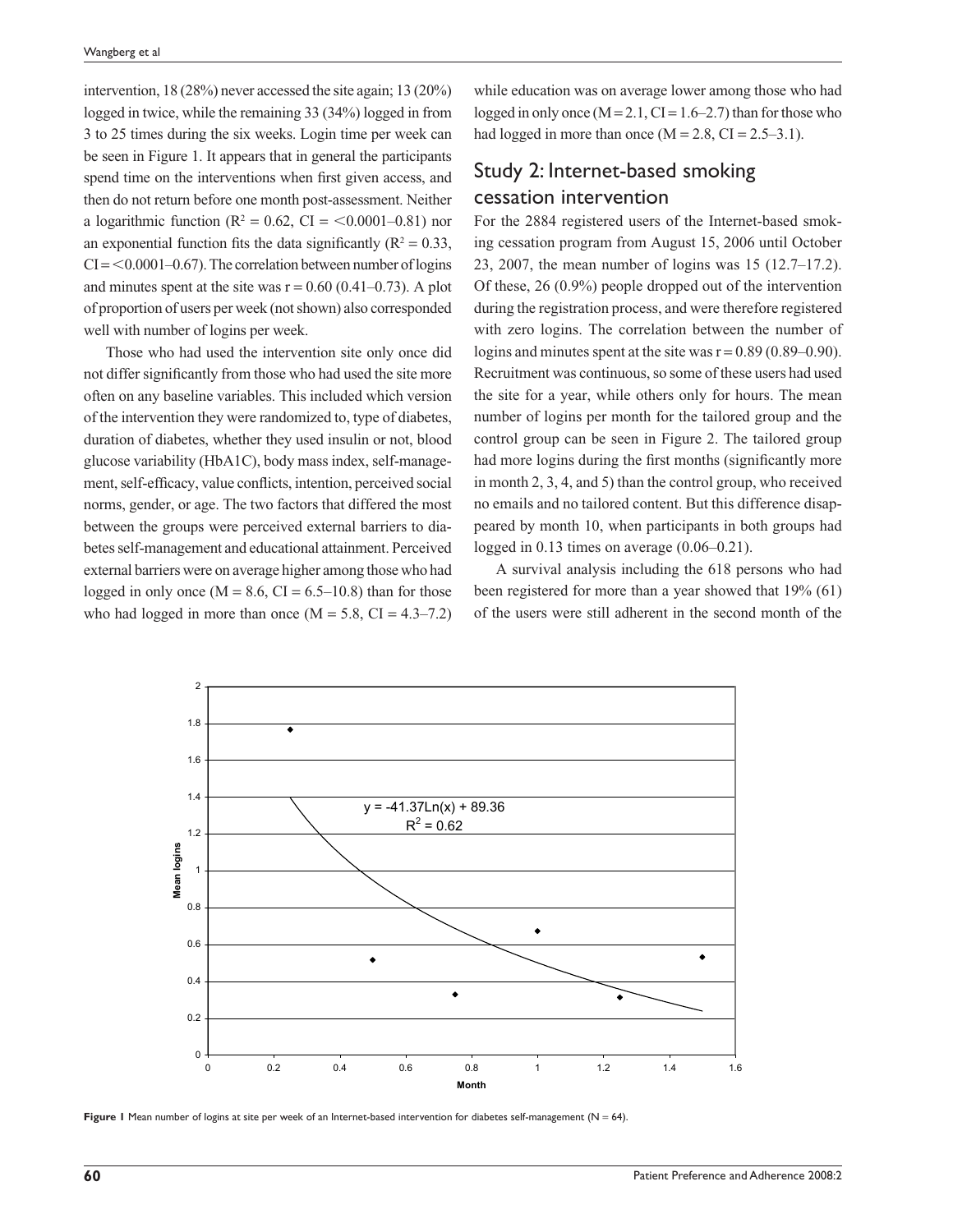intervention, 18 (28%) never accessed the site again; 13 (20%) logged in twice, while the remaining 33 (34%) logged in from 3 to 25 times during the six weeks. Login time per week can be seen in Figure 1. It appears that in general the participants spend time on the interventions when first given access, and then do not return before one month post-assessment. Neither a logarithmic function ($R^2 = 0.62$, CI = <0.0001–0.81) nor an exponential function fits the data significantly ($R^2 = 0.33$, CI = <0.0001–0.67). The correlation between number of logins and minutes spent at the site was r = 0.60 (0.41–0.73). A plot of proportion of users per week (not shown) also corresponded well with number of logins per week.

Those who had used the intervention site only once did not differ significantly from those who had used the site more often on any baseline variables. This included which version of the intervention they were randomized to, type of diabetes, duration of diabetes, whether they used insulin or not, blood glucose variability (HbA1C), body mass index, self-management, self-efficacy, value conflicts, intention, perceived social norms, gender, or age. The two factors that differed the most between the groups were perceived external barriers to diabetes self-management and educational attainment. Perceived external barriers were on average higher among those who had logged in only once (M = 8.6, CI = 6.5–10.8) than for those who had logged in more than once (M = 5.8, CI = 4.3–7.2) while education was on average lower among those who had logged in only once (M = 2.1, CI = 1.6–2.7) than for those who had logged in more than once (M = 2.8, CI = 2.5–3.1).

## Study 2: Internet-based smoking cessation intervention

For the 2884 registered users of the Internet-based smoking cessation program from August 15, 2006 until October 23, 2007, the mean number of logins was 15 (12.7–17.2). Of these, 26 (0.9%) people dropped out of the intervention during the registration process, and were therefore registered with zero logins. The correlation between the number of logins and minutes spent at the site was r = 0.89 (0.89–0.90). Recruitment was continuous, so some of these users had used the site for a year, while others only for hours. The mean number of logins per month for the tailored group and the control group can be seen in Figure 2. The tailored group had more logins during the first months (significantly more in month 2, 3, 4, and 5) than the control group, who received no emails and no tailored content. But this difference disappeared by month 10, when participants in both groups had logged in 0.13 times on average (0.06–0.21).

A survival analysis including the 618 persons who had been registered for more than a year showed that 19% (61) of the users were still adherent in the second month of the

**Figure 1** Mean number of logins at site per week of an Internet-based intervention for diabetes self-management (N = 64).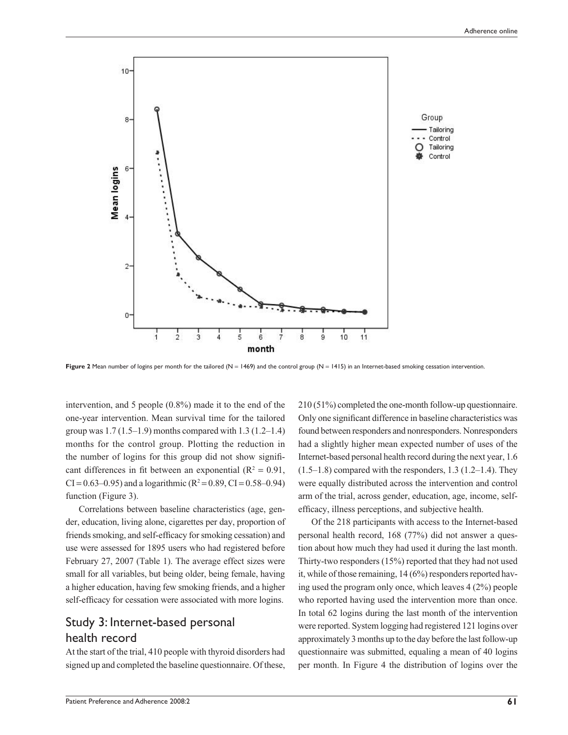Figure 2 Mean number of logins per month for the tailored (N = 1469) and the control group (N = 1415) in an Internet-based smoking cessation intervention.

intervention, and 5 people (0.8%) made it to the end of the one-year intervention. Mean survival time for the tailored group was 1.7 (1.5–1.9) months compared with 1.3 (1.2–1.4) months for the control group. Plotting the reduction in the number of logins for this group did not show significant differences in fit between an exponential ($R^2 = 0.91$, CI = 0.63–0.95) and a logarithmic ($R^2 = 0.89$, CI = 0.58–0.94) function (Figure 3).

Correlations between baseline characteristics (age, gender, education, living alone, cigarettes per day, proportion of friends smoking, and self-efficacy for smoking cessation) and use were assessed for 1895 users who had registered before February 27, 2007 (Table 1). The average effect sizes were small for all variables, but being older, being female, having a higher education, having few smoking friends, and a higher self-efficacy for cessation were associated with more logins.

## Study 3: Internet-based personal health record

At the start of the trial, 410 people with thyroid disorders had signed up and completed the baseline questionnaire. Of these, 210 (51%) completed the one-month follow-up questionnaire. Only one significant difference in baseline characteristics was found between responders and nonresponders. Nonresponders had a slightly higher mean expected number of uses of the Internet-based personal health record during the next year, 1.6 (1.5–1.8) compared with the responders, 1.3 (1.2–1.4). They were equally distributed across the intervention and control arm of the trial, across gender, education, age, income, self-efficacy, illness perceptions, and subjective health.

Of the 218 participants with access to the Internet-based personal health record, 168 (77%) did not answer a question about how much they had used it during the last month. Thirty-two responders (15%) reported that they had not used it, while of those remaining, 14 (6%) responders reported having used the program only once, which leaves 4 (2%) people who reported having used the intervention more than once. In total 62 logins during the last month of the intervention were reported. System logging had registered 121 logins over approximately 3 months up to the day before the last follow-up questionnaire was submitted, equaling a mean of 40 logins per month. In Figure 4 the distribution of logins over the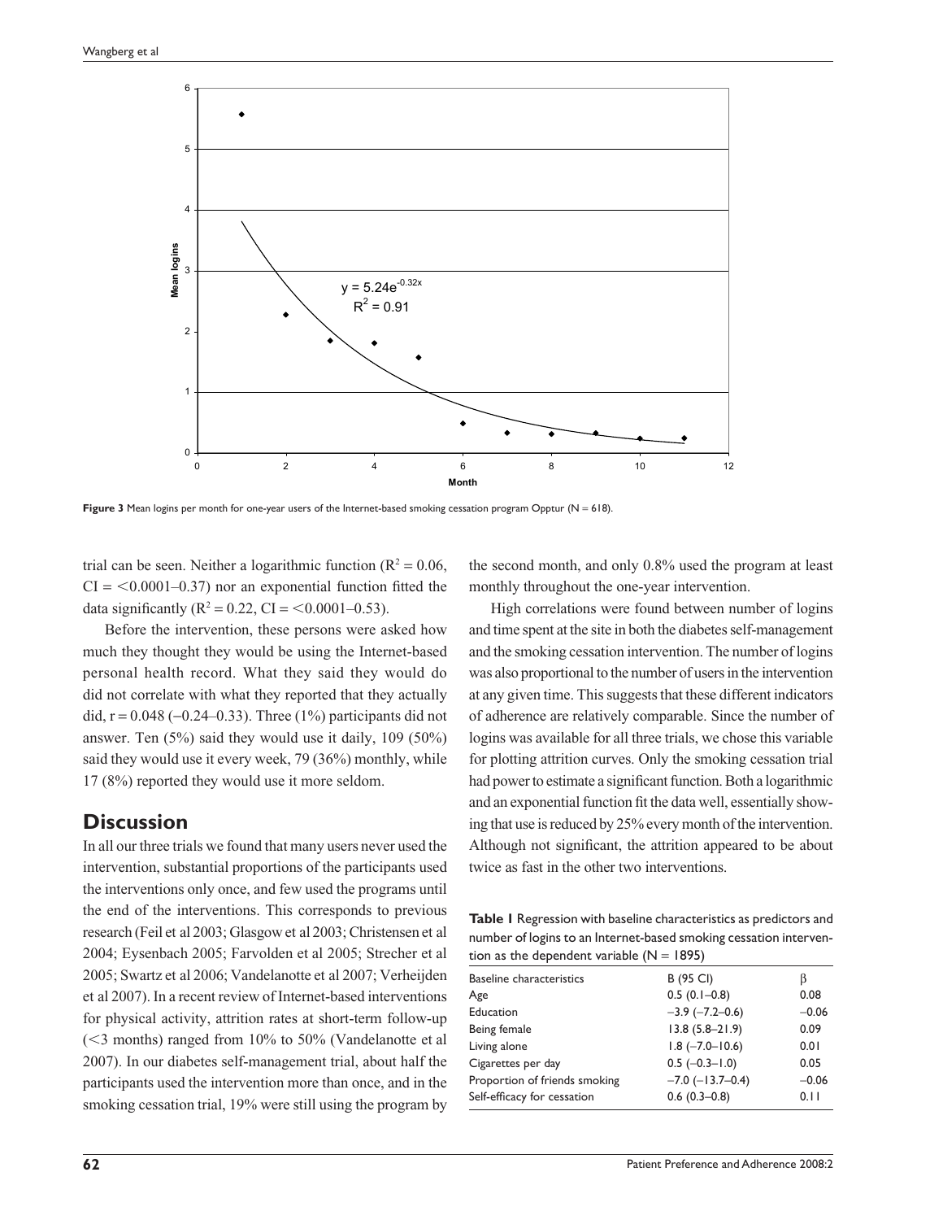Figure 3 Mean logins per month for one-year users of the Internet-based smoking cessation program Opptur (N = 618).

trial can be seen. Neither a logarithmic function ($R^2 = 0.06$, CI = <0.0001–0.37) nor an exponential function fitted the data significantly ($R^2 = 0.22$, CI = <0.0001–0.53).

Before the intervention, these persons were asked how much they thought they would be using the Internet-based personal health record. What they said they would do did not correlate with what they reported that they actually did, r = 0.048 (−0.24–0.33). Three (1%) participants did not answer. Ten (5%) said they would use it daily, 109 (50%) said they would use it every week, 79 (36%) monthly, while 17 (8%) reported they would use it more seldom.

## Discussion

In all our three trials we found that many users never used the intervention, substantial proportions of the participants used the interventions only once, and few used the programs until the end of the interventions. This corresponds to previous research (Feil et al 2003; Glasgow et al 2003; Christensen et al 2004; Eysenbach 2005; Farvolden et al 2005; Strecher et al 2005; Swartz et al 2006; Vandelanotte et al 2007; Verheijden et al 2007). In a recent review of Internet-based interventions for physical activity, attrition rates at short-term follow-up (<3 months) ranged from 10% to 50% (Vandelanotte et al 2007). In our diabetes self-management trial, about half the participants used the intervention more than once, and in the smoking cessation trial, 19% were still using the program by the second month, and only 0.8% used the program at least monthly throughout the one-year intervention.

High correlations were found between number of logins and time spent at the site in both the diabetes self-management and the smoking cessation intervention. The number of logins was also proportional to the number of users in the intervention at any given time. This suggests that these different indicators of adherence are relatively comparable. Since the number of logins was available for all three trials, we chose this variable for plotting attrition curves. Only the smoking cessation trial had power to estimate a significant function. Both a logarithmic and an exponential function fit the data well, essentially showing that use is reduced by 25% every month of the intervention. Although not significant, the attrition appeared to be about twice as fast in the other two interventions.

**Table 1** Regression with baseline characteristics as predictors and number of logins to an Internet-based smoking cessation intervention as the dependent variable (N = 1895)

| Baseline characteristics | B (95 CI) | β |
|---|---|---|
| Age | 0.5 (0.1–0.8) | 0.08 |
| Education | −3.9 (−7.2–0.6) | −0.06 |
| Being female | 13.8 (5.8–21.9) | 0.09 |
| Living alone | 1.8 (−7.0–10.6) | 0.01 |
| Cigarettes per day | 0.5 (−0.3–1.0) | 0.05 |
| Proportion of friends smoking | −7.0 (−13.7–0.4) | −0.06 |
| Self-efficacy for cessation | 0.6 (0.3–0.8) | 0.11 |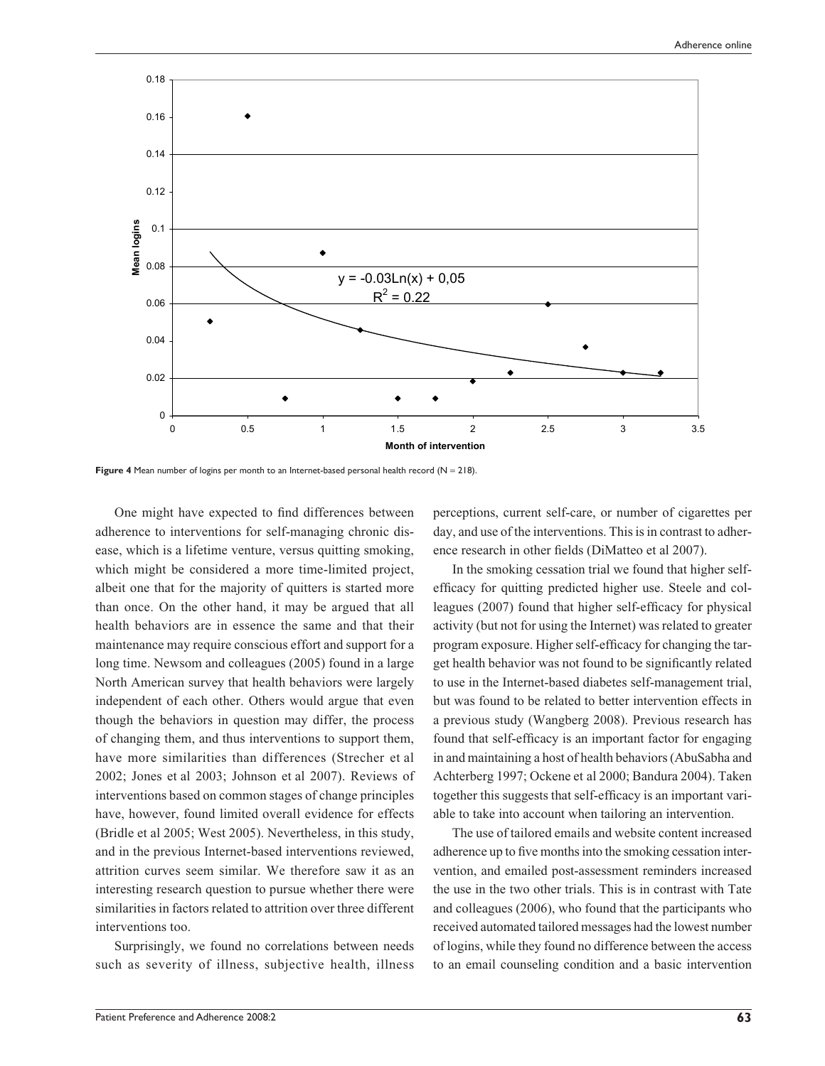**Figure 4** Mean number of logins per month to an Internet-based personal health record (N = 218).

One might have expected to find differences between adherence to interventions for self-managing chronic disease, which is a lifetime venture, versus quitting smoking, which might be considered a more time-limited project, albeit one that for the majority of quitters is started more than once. On the other hand, it may be argued that all health behaviors are in essence the same and that their maintenance may require conscious effort and support for a long time. Newsom and colleagues (2005) found in a large North American survey that health behaviors were largely independent of each other. Others would argue that even though the behaviors in question may differ, the process of changing them, and thus interventions to support them, have more similarities than differences (Strecher et al 2002; Jones et al 2003; Johnson et al 2007). Reviews of interventions based on common stages of change principles have, however, found limited overall evidence for effects (Bridle et al 2005; West 2005). Nevertheless, in this study, and in the previous Internet-based interventions reviewed, attrition curves seem similar. We therefore saw it as an interesting research question to pursue whether there were similarities in factors related to attrition over three different interventions too.

Surprisingly, we found no correlations between needs such as severity of illness, subjective health, illness perceptions, current self-care, or number of cigarettes per day, and use of the interventions. This is in contrast to adherence research in other fields (DiMatteo et al 2007).

In the smoking cessation trial we found that higher self-efficacy for quitting predicted higher use. Steele and colleagues (2007) found that higher self-efficacy for physical activity (but not for using the Internet) was related to greater program exposure. Higher self-efficacy for changing the target health behavior was not found to be significantly related to use in the Internet-based diabetes self-management trial, but was found to be related to better intervention effects in a previous study (Wangberg 2008). Previous research has found that self-efficacy is an important factor for engaging in and maintaining a host of health behaviors (AbuSabha and Achterberg 1997; Ockene et al 2000; Bandura 2004). Taken together this suggests that self-efficacy is an important variable to take into account when tailoring an intervention.

The use of tailored emails and website content increased adherence up to five months into the smoking cessation intervention, and emailed post-assessment reminders increased the use in the two other trials. This is in contrast with Tate and colleagues (2006), who found that the participants who received automated tailored messages had the lowest number of logins, while they found no difference between the access to an email counseling condition and a basic intervention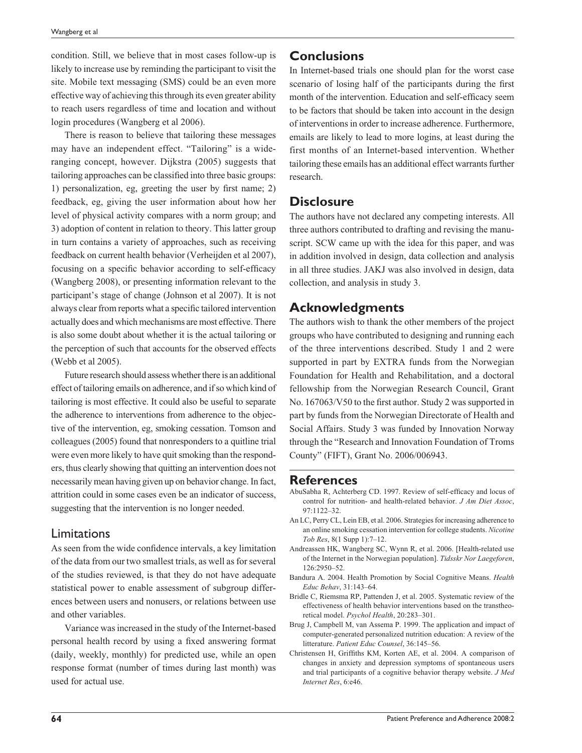condition. Still, we believe that in most cases follow-up is likely to increase use by reminding the participant to visit the site. Mobile text messaging (SMS) could be an even more effective way of achieving this through its even greater ability to reach users regardless of time and location and without login procedures (Wangberg et al 2006).

There is reason to believe that tailoring these messages may have an independent effect. "Tailoring" is a wide-ranging concept, however. Dijkstra (2005) suggests that tailoring approaches can be classified into three basic groups: 1) personalization, eg, greeting the user by first name; 2) feedback, eg, giving the user information about how her level of physical activity compares with a norm group; and 3) adoption of content in relation to theory. This latter group in turn contains a variety of approaches, such as receiving feedback on current health behavior (Verheijden et al 2007), focusing on a specific behavior according to self-efficacy (Wangberg 2008), or presenting information relevant to the participant's stage of change (Johnson et al 2007). It is not always clear from reports what a specific tailored intervention actually does and which mechanisms are most effective. There is also some doubt about whether it is the actual tailoring or the perception of such that accounts for the observed effects (Webb et al 2005).

Future research should assess whether there is an additional effect of tailoring emails on adherence, and if so which kind of tailoring is most effective. It could also be useful to separate the adherence to interventions from adherence to the objective of the intervention, eg, smoking cessation. Tomson and colleagues (2005) found that nonresponders to a quitline trial were even more likely to have quit smoking than the responders, thus clearly showing that quitting an intervention does not necessarily mean having given up on behavior change. In fact, attrition could in some cases even be an indicator of success, suggesting that the intervention is no longer needed.

### Limitations

As seen from the wide confidence intervals, a key limitation of the data from our two smallest trials, as well as for several of the studies reviewed, is that they do not have adequate statistical power to enable assessment of subgroup differences between users and nonusers, or relations between use and other variables.

Variance was increased in the study of the Internet-based personal health record by using a fixed answering format (daily, weekly, monthly) for predicted use, while an open response format (number of times during last month) was used for actual use.

## Conclusions

In Internet-based trials one should plan for the worst case scenario of losing half of the participants during the first month of the intervention. Education and self-efficacy seem to be factors that should be taken into account in the design of interventions in order to increase adherence. Furthermore, emails are likely to lead to more logins, at least during the first months of an Internet-based intervention. Whether tailoring these emails has an additional effect warrants further research.

## Disclosure

The authors have not declared any competing interests. All three authors contributed to drafting and revising the manuscript. SCW came up with the idea for this paper, and was in addition involved in design, data collection and analysis in all three studies. JAKJ was also involved in design, data collection, and analysis in study 3.

## Acknowledgments

The authors wish to thank the other members of the project groups who have contributed to designing and running each of the three interventions described. Study 1 and 2 were supported in part by EXTRA funds from the Norwegian Foundation for Health and Rehabilitation, and a doctoral fellowship from the Norwegian Research Council, Grant No. 167063/V50 to the first author. Study 2 was supported in part by funds from the Norwegian Directorate of Health and Social Affairs. Study 3 was funded by Innovation Norway through the "Research and Innovation Foundation of Troms County" (FIFT), Grant No. 2006/006943.

## References

AbuSabha R, Achterberg CD. 1997. Review of self-efficacy and locus of control for nutrition- and health-related behavior. *J Am Diet Assoc*, 97:1122–32.

An LC, Perry CL, Lein EB, et al. 2006. Strategies for increasing adherence to an online smoking cessation intervention for college students. *Nicotine Tob Res*, 8(1 Supp 1):7–12.

Andreassen HK, Wangberg SC, Wynn R, et al. 2006. [Health-related use of the Internet in the Norwegian population]. *Tidsskr Nor Laegeforen*, 126:2950–52.

Bandura A. 2004. Health Promotion by Social Cognitive Means. *Health Educ Behav*, 31:143–64.

Bridle C, Riemsma RP, Pattenden J, et al. 2005. Systematic review of the effectiveness of health behavior interventions based on the transtheoretical model. *Psychol Health*, 20:283–301.

Brug J, Campbell M, van Assema P. 1999. The application and impact of computer-generated personalized nutrition education: A review of the litterature. *Patient Educ Counsel*, 36:145–56.

Christensen H, Griffiths KM, Korten AE, et al. 2004. A comparison of changes in anxiety and depression symptoms of spontaneous users and trial participants of a cognitive behavior therapy website. *J Med Internet Res*, 6:e46.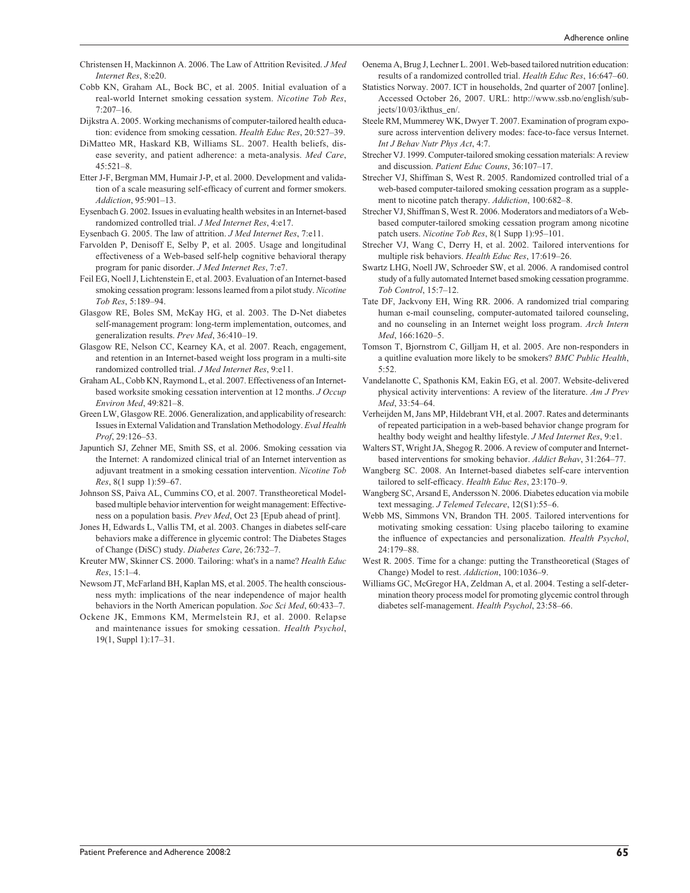Christensen H, Mackinnon A. 2006. The Law of Attrition Revisited. *J Med Internet Res*, 8:e20.

Cobb KN, Graham AL, Bock BC, et al. 2005. Initial evaluation of a real-world Internet smoking cessation system. *Nicotine Tob Res*, 7:207–16.

Dijkstra A. 2005. Working mechanisms of computer-tailored health education: evidence from smoking cessation. *Health Educ Res*, 20:527–39.

DiMatteo MR, Haskard KB, Williams SL. 2007. Health beliefs, disease severity, and patient adherence: a meta-analysis. *Med Care*, 45:521–8.

Etter J-F, Bergman MM, Humair J-P, et al. 2000. Development and validation of a scale measuring self-efficacy of current and former smokers. *Addiction*, 95:901–13.

Eysenbach G. 2002. Issues in evaluating health websites in an Internet-based randomized controlled trial. *J Med Internet Res*, 4:e17.

Eysenbach G. 2005. The law of attrition. *J Med Internet Res*, 7:e11.

Farvolden P, Denisoff E, Selby P, et al. 2005. Usage and longitudinal effectiveness of a Web-based self-help cognitive behavioral therapy program for panic disorder. *J Med Internet Res*, 7:e7.

Feil EG, Noell J, Lichtenstein E, et al. 2003. Evaluation of an Internet-based smoking cessation program: lessons learned from a pilot study. *Nicotine Tob Res*, 5:189–94.

Glasgow RE, Boles SM, McKay HG, et al. 2003. The D-Net diabetes self-management program: long-term implementation, outcomes, and generalization results. *Prev Med*, 36:410–19.

Glasgow RE, Nelson CC, Kearney KA, et al. 2007. Reach, engagement, and retention in an Internet-based weight loss program in a multi-site randomized controlled trial. *J Med Internet Res*, 9:e11.

Graham AL, Cobb KN, Raymond L, et al. 2007. Effectiveness of an Internet-based worksite smoking cessation intervention at 12 months. *J Occup Environ Med*, 49:821–8.

Green LW, Glasgow RE. 2006. Generalization, and applicability of research: Issues in External Validation and Translation Methodology. *Eval Health Prof*, 29:126–53.

Japuntich SJ, Zehner ME, Smith SS, et al. 2006. Smoking cessation via the Internet: A randomized clinical trial of an Internet intervention as adjuvant treatment in a smoking cessation intervention. *Nicotine Tob Res*, 8(1 supp 1):59–67.

Johnson SS, Paiva AL, Cummins CO, et al. 2007. Transtheoretical Model-based multiple behavior intervention for weight management: Effectiveness on a population basis. *Prev Med*, Oct 23 [Epub ahead of print].

Jones H, Edwards L, Vallis TM, et al. 2003. Changes in diabetes self-care behaviors make a difference in glycemic control: The Diabetes Stages of Change (DiSC) study. *Diabetes Care*, 26:732–7.

Kreuter MW, Skinner CS. 2000. Tailoring: what's in a name? *Health Educ Res*, 15:1–4.

Newsom JT, McFarland BH, Kaplan MS, et al. 2005. The health consciousness myth: implications of the near independence of major health behaviors in the North American population. *Soc Sci Med*, 60:433–7.

Ockene JK, Emmons KM, Mermelstein RJ, et al. 2000. Relapse and maintenance issues for smoking cessation. *Health Psychol*, 19(1, Suppl 1):17–31.

Oenema A, Brug J, Lechner L. 2001. Web-based tailored nutrition education: results of a randomized controlled trial. *Health Educ Res*, 16:647–60.

Statistics Norway. 2007. ICT in households, 2nd quarter of 2007 [online]. Accessed October 26, 2007. URL: http://www.ssb.no/english/subjects/10/03/ikthus_en/.

Steele RM, Mummerey WK, Dwyer T. 2007. Examination of program exposure across intervention delivery modes: face-to-face versus Internet. *Int J Behav Nutr Phys Act*, 4:7.

Strecher VJ. 1999. Computer-tailored smoking cessation materials: A review and discussion. *Patient Educ Couns*, 36:107–17.

Strecher VJ, Shiffman S, West R. 2005. Randomized controlled trial of a web-based computer-tailored smoking cessation program as a supplement to nicotine patch therapy. *Addiction*, 100:682–8.

Strecher VJ, Shiffman S, West R. 2006. Moderators and mediators of a Web-based computer-tailored smoking cessation program among nicotine patch users. *Nicotine Tob Res*, 8(1 Supp 1):95–101.

Strecher VJ, Wang C, Derry H, et al. 2002. Tailored interventions for multiple risk behaviors. *Health Educ Res*, 17:619–26.

Swartz LHG, Noell JW, Schroeder SW, et al. 2006. A randomised control study of a fully automated Internet based smoking cessation programme. *Tob Control*, 15:7–12.

Tate DF, Jackvony EH, Wing RR. 2006. A randomized trial comparing human e-mail counseling, computer-automated tailored counseling, and no counseling in an Internet weight loss program. *Arch Intern Med*, 166:1620–5.

Tomson T, Bjornstrom C, Gilljam H, et al. 2005. Are non-responders in a quitline evaluation more likely to be smokers? *BMC Public Health*, 5:52.

Vandelanotte C, Spathonis KM, Eakin EG, et al. 2007. Website-delivered physical activity interventions: A review of the literature. *Am J Prev Med*, 33:54–64.

Verheijden M, Jans MP, Hildebrant VH, et al. 2007. Rates and determinants of repeated participation in a web-based behavior change program for healthy body weight and healthy lifestyle. *J Med Internet Res*, 9:e1.

Walters ST, Wright JA, Shegog R. 2006. A review of computer and Internet-based interventions for smoking behavior. *Addict Behav*, 31:264–77.

Wangberg SC. 2008. An Internet-based diabetes self-care intervention tailored to self-efficacy. *Health Educ Res*, 23:170–9.

Wangberg SC, Arsand E, Andersson N. 2006. Diabetes education via mobile text messaging. *J Telemed Telecare*, 12(S1):55–6.

Webb MS, Simmons VN, Brandon TH. 2005. Tailored interventions for motivating smoking cessation: Using placebo tailoring to examine the influence of expectancies and personalization. *Health Psychol*, 24:179–88.

West R. 2005. Time for a change: putting the Transtheoretical (Stages of Change) Model to rest. *Addiction*, 100:1036–9.

Williams GC, McGregor HA, Zeldman A, et al. 2004. Testing a self-determination theory process model for promoting glycemic control through diabetes self-management. *Health Psychol*, 23:58–66.